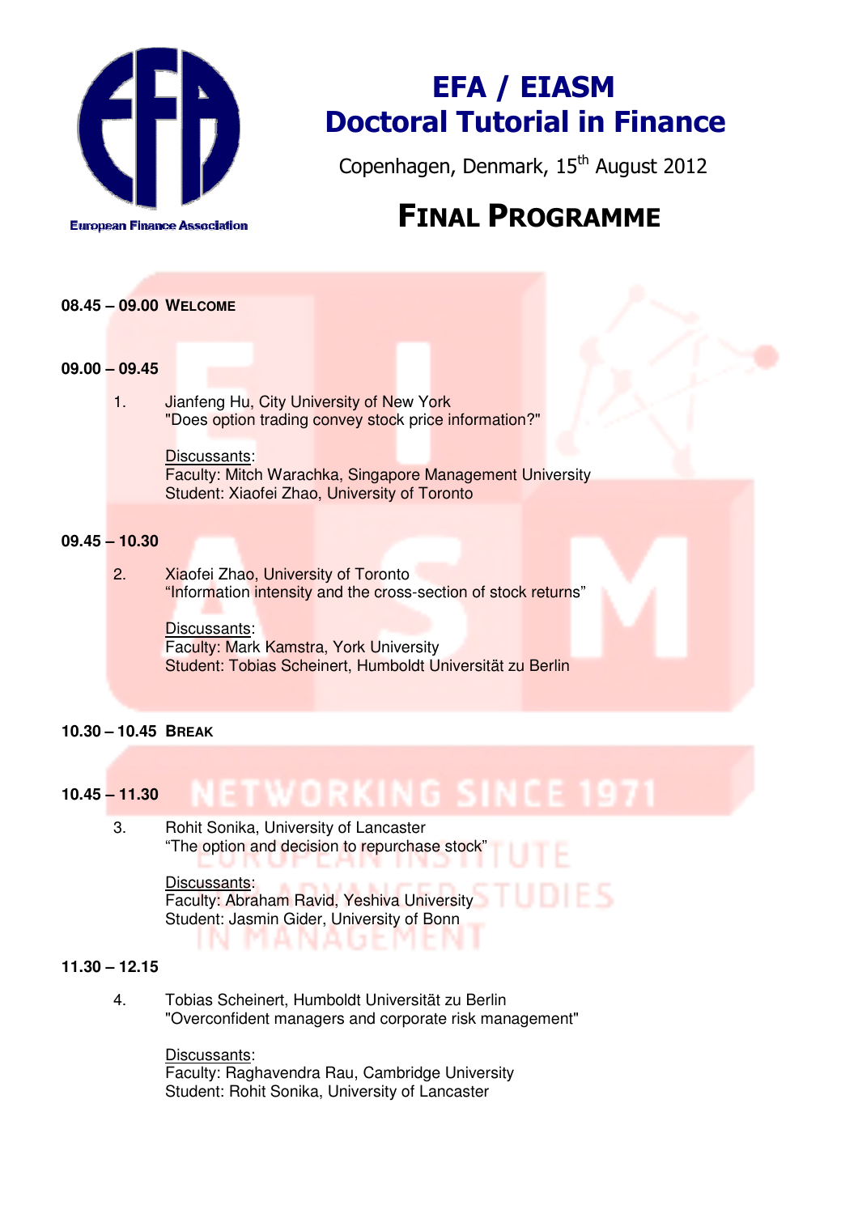European Finance Association

# EFA / EIASM Doctoral Tutorial in Finance

Copenhagen, Denmark, 15th August 2012

## FINAL PROGRAMME

**08.45 – 09.00 WELCOME**

**09.00 – 09.45**

1. Jianfeng Hu, City University of New York
   "Does option trading convey stock price information?"

   Discussants:
   Faculty: Mitch Warachka, Singapore Management University
   Student: Xiaofei Zhao, University of Toronto

**09.45 – 10.30**

2. Xiaofei Zhao, University of Toronto
   "Information intensity and the cross-section of stock returns"

   Discussants:
   Faculty: Mark Kamstra, York University
   Student: Tobias Scheinert, Humboldt Universität zu Berlin

**10.30 – 10.45 BREAK**

**10.45 – 11.30**

3. Rohit Sonika, University of Lancaster
   "The option and decision to repurchase stock"

   Discussants:
   Faculty: Abraham Ravid, Yeshiva University
   Student: Jasmin Gider, University of Bonn

**11.30 – 12.15**

4. Tobias Scheinert, Humboldt Universität zu Berlin
   "Overconfident managers and corporate risk management"

   Discussants:
   Faculty: Raghavendra Rau, Cambridge University
   Student: Rohit Sonika, University of Lancaster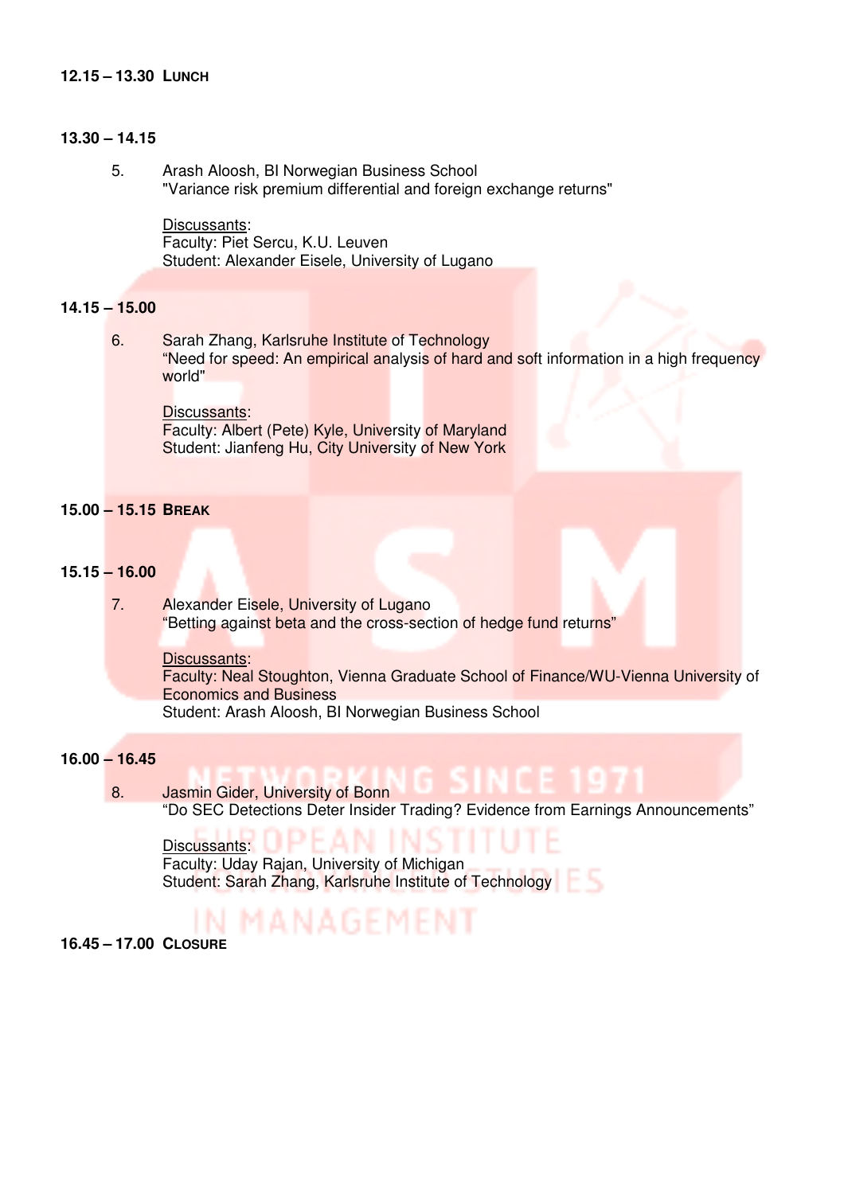**12.15 – 13.30 LUNCH**

**13.30 – 14.15**

5. Arash Aloosh, BI Norwegian Business School
 "Variance risk premium differential and foreign exchange returns"

 Discussants:
 Faculty: Piet Sercu, K.U. Leuven
 Student: Alexander Eisele, University of Lugano

**14.15 – 15.00**

6. Sarah Zhang, Karlsruhe Institute of Technology
 "Need for speed: An empirical analysis of hard and soft information in a high frequency world"

 Discussants:
 Faculty: Albert (Pete) Kyle, University of Maryland
 Student: Jianfeng Hu, City University of New York

**15.00 – 15.15 BREAK**

**15.15 – 16.00**

7. Alexander Eisele, University of Lugano
 "Betting against beta and the cross-section of hedge fund returns"

 Discussants:
 Faculty: Neal Stoughton, Vienna Graduate School of Finance/WU-Vienna University of Economics and Business
 Student: Arash Aloosh, BI Norwegian Business School

**16.00 – 16.45**

8. Jasmin Gider, University of Bonn
 "Do SEC Detections Deter Insider Trading? Evidence from Earnings Announcements"

 Discussants:
 Faculty: Uday Rajan, University of Michigan
 Student: Sarah Zhang, Karlsruhe Institute of Technology

**16.45 – 17.00 CLOSURE**